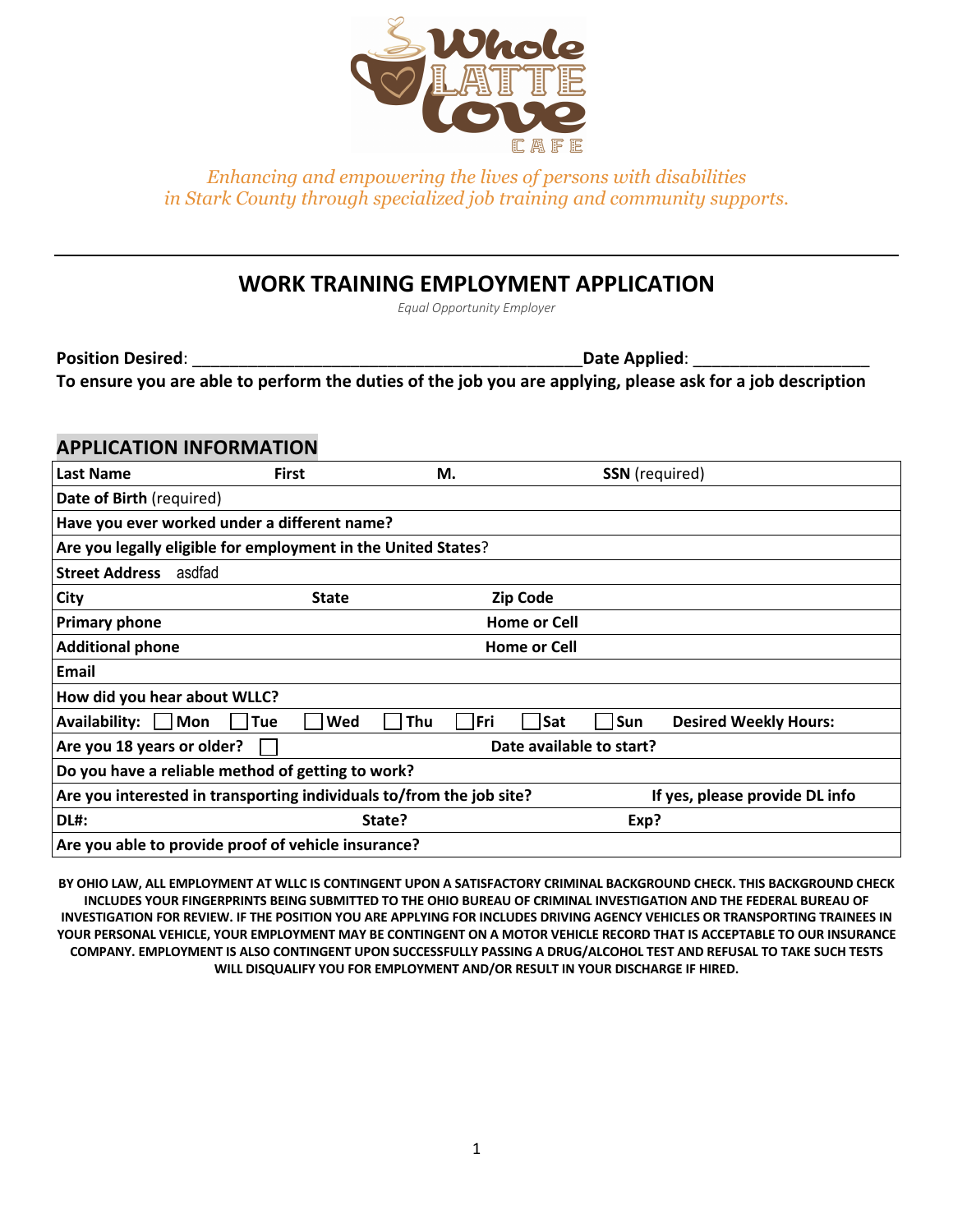*Enhancing and empowering the lives of persons with disabilities in Stark County through specialized job training and community supports.*

# WORK TRAINING EMPLOYMENT APPLICATION

*Equal Opportunity Employer*

**Position Desired**: ___________________________________________ **Date Applied**: __________________

**To ensure you are able to perform the duties of the job you are applying, please ask for a job description**

## APPLICATION INFORMATION

| | | | |
|---|---|---|---|
| **Last Name** | **First** | **M.** | **SSN** (required) |
| **Date of Birth** (required) | | | |
| **Have you ever worked under a different name?** | | | |
| **Are you legally eligible for employment in the United States**? | | | |
| **Street Address** asdfad | | | |
| **City** | **State** | **Zip Code** | |
| **Primary phone** | | **Home or Cell** | |
| **Additional phone** | | **Home or Cell** | |
| **Email** | | | |
| **How did you hear about WLLC?** | | | |
| **Availability:** ☐ **Mon** ☐ **Tue** ☐ **Wed** ☐ **Thu** ☐ **Fri** ☐ **Sat** ☐ **Sun** | | | **Desired Weekly Hours:** |
| **Are you 18 years or older?** ☐ | | **Date available to start?** | |
| **Do you have a reliable method of getting to work?** | | | |
| **Are you interested in transporting individuals to/from the job site?** | | | **If yes, please provide DL info** |
| **DL#:** | **State?** | **Exp?** | |
| **Are you able to provide proof of vehicle insurance?** | | | |

**BY OHIO LAW, ALL EMPLOYMENT AT WLLC IS CONTINGENT UPON A SATISFACTORY CRIMINAL BACKGROUND CHECK. THIS BACKGROUND CHECK INCLUDES YOUR FINGERPRINTS BEING SUBMITTED TO THE OHIO BUREAU OF CRIMINAL INVESTIGATION AND THE FEDERAL BUREAU OF INVESTIGATION FOR REVIEW. IF THE POSITION YOU ARE APPLYING FOR INCLUDES DRIVING AGENCY VEHICLES OR TRANSPORTING TRAINEES IN YOUR PERSONAL VEHICLE, YOUR EMPLOYMENT MAY BE CONTINGENT ON A MOTOR VEHICLE RECORD THAT IS ACCEPTABLE TO OUR INSURANCE COMPANY. EMPLOYMENT IS ALSO CONTINGENT UPON SUCCESSFULLY PASSING A DRUG/ALCOHOL TEST AND REFUSAL TO TAKE SUCH TESTS WILL DISQUALIFY YOU FOR EMPLOYMENT AND/OR RESULT IN YOUR DISCHARGE IF HIRED.**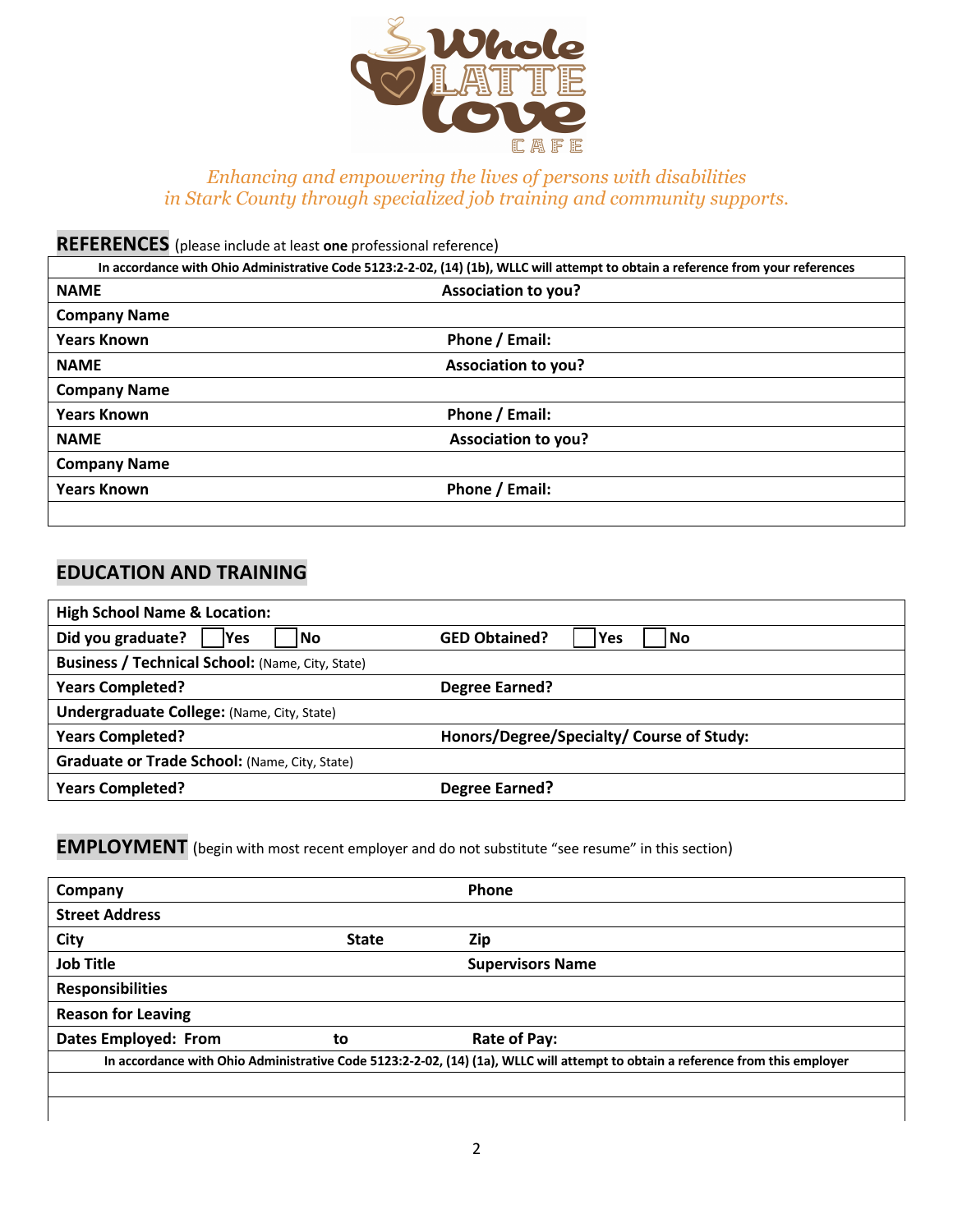*Enhancing and empowering the lives of persons with disabilities in Stark County through specialized job training and community supports.*

## REFERENCES (please include at least **one** professional reference)

| In accordance with Ohio Administrative Code 5123:2-2-02, (14) (1b), WLLC will attempt to obtain a reference from your references | |
|---|---|
| **NAME** | **Association to you?** |
| **Company Name** | |
| **Years Known** | **Phone / Email:** |
| **NAME** | **Association to you?** |
| **Company Name** | |
| **Years Known** | **Phone / Email:** |
| **NAME** | **Association to you?** |
| **Company Name** | |
| **Years Known** | **Phone / Email:** |
| | |

## EDUCATION AND TRAINING

| **High School Name & Location:** | |
|---|---|
| **Did you graduate?** ☐ Yes ☐ No | **GED Obtained?** ☐ Yes ☐ No |
| **Business / Technical School:** (Name, City, State) | |
| **Years Completed?** | **Degree Earned?** |
| **Undergraduate College:** (Name, City, State) | |
| **Years Completed?** | **Honors/Degree/Specialty/ Course of Study:** |
| **Graduate or Trade School:** (Name, City, State) | |
| **Years Completed?** | **Degree Earned?** |

## EMPLOYMENT (begin with most recent employer and do not substitute "see resume" in this section)

| **Company** | | **Phone** |
|---|---|---|
| **Street Address** | | |
| **City** | **State** | **Zip** |
| **Job Title** | | **Supervisors Name** |
| **Responsibilities** | | |
| **Reason for Leaving** | | |
| **Dates Employed: From** | **to** | **Rate of Pay:** |
| In accordance with Ohio Administrative Code 5123:2-2-02, (14) (1a), WLLC will attempt to obtain a reference from this employer | | |
| | | |
| | | |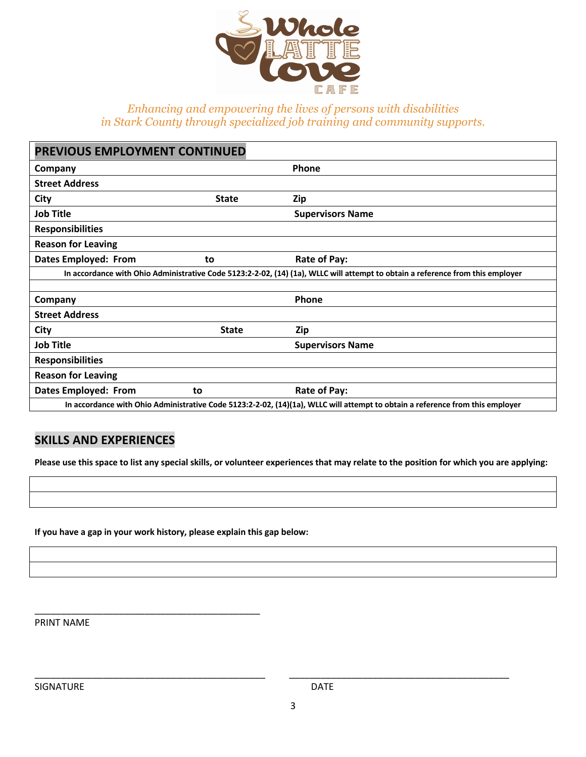*Enhancing and empowering the lives of persons with disabilities in Stark County through specialized job training and community supports.*

## PREVIOUS EMPLOYMENT CONTINUED

| | | |
|---|---|---|
| **Company** | | **Phone** |
| **Street Address** | | |
| **City** | **State** | **Zip** |
| **Job Title** | | **Supervisors Name** |
| **Responsibilities** | | |
| **Reason for Leaving** | | |
| **Dates Employed: From** | **to** | **Rate of Pay:** |

**In accordance with Ohio Administrative Code 5123:2-2-02, (14) (1a), WLLC will attempt to obtain a reference from this employer**

| | | |
|---|---|---|
| **Company** | | **Phone** |
| **Street Address** | | |
| **City** | **State** | **Zip** |
| **Job Title** | | **Supervisors Name** |
| **Responsibilities** | | |
| **Reason for Leaving** | | |
| **Dates Employed: From** | **to** | **Rate of Pay:** |

**In accordance with Ohio Administrative Code 5123:2-2-02, (14)(1a), WLLC will attempt to obtain a reference from this employer**

## SKILLS AND EXPERIENCES

**Please use this space to list any special skills, or volunteer experiences that may relate to the position for which you are applying:**

| |
|---|
| |
| |

**If you have a gap in your work history, please explain this gap below:**

| |
|---|
| |
| |

______________________________________________
PRINT NAME

______________________________________________ ______________________________________________
SIGNATURE DATE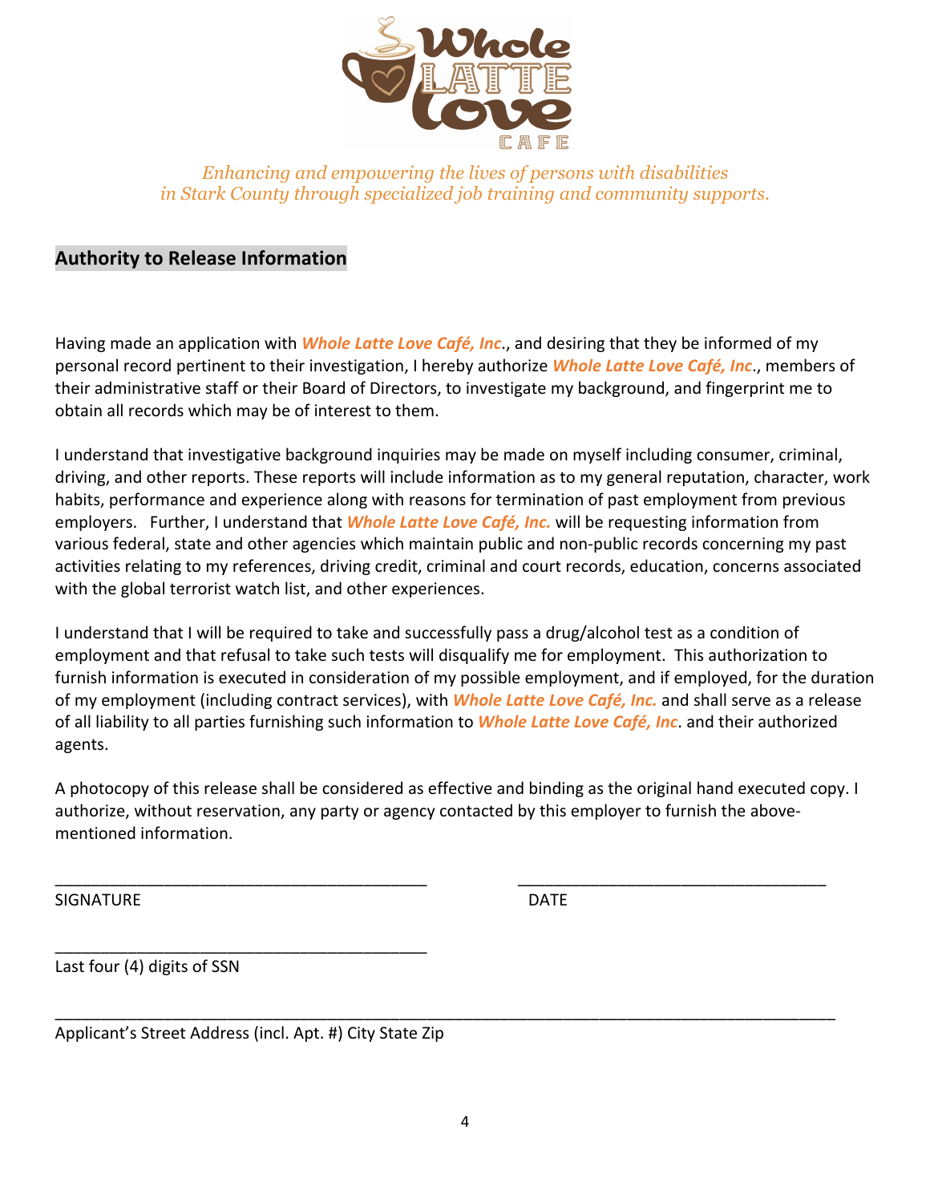*Enhancing and empowering the lives of persons with disabilities in Stark County through specialized job training and community supports.*

## Authority to Release Information

Having made an application with ***Whole Latte Love Café, Inc***., and desiring that they be informed of my personal record pertinent to their investigation, I hereby authorize ***Whole Latte Love Café, Inc***., members of their administrative staff or their Board of Directors, to investigate my background, and fingerprint me to obtain all records which may be of interest to them.

I understand that investigative background inquiries may be made on myself including consumer, criminal, driving, and other reports. These reports will include information as to my general reputation, character, work habits, performance and experience along with reasons for termination of past employment from previous employers. Further, I understand that ***Whole Latte Love Café, Inc.*** will be requesting information from various federal, state and other agencies which maintain public and non-public records concerning my past activities relating to my references, driving credit, criminal and court records, education, concerns associated with the global terrorist watch list, and other experiences.

I understand that I will be required to take and successfully pass a drug/alcohol test as a condition of employment and that refusal to take such tests will disqualify me for employment. This authorization to furnish information is executed in consideration of my possible employment, and if employed, for the duration of my employment (including contract services), with ***Whole Latte Love Café, Inc.*** and shall serve as a release of all liability to all parties furnishing such information to ***Whole Latte Love Café, Inc***. and their authorized agents.

A photocopy of this release shall be considered as effective and binding as the original hand executed copy. I authorize, without reservation, any party or agency contacted by this employer to furnish the above-mentioned information.

_________________________________________ _________________________________

SIGNATURE DATE

_________________________________________

Last four (4) digits of SSN

________________________________________________________________________________________

Applicant's Street Address (incl. Apt. #) City State Zip